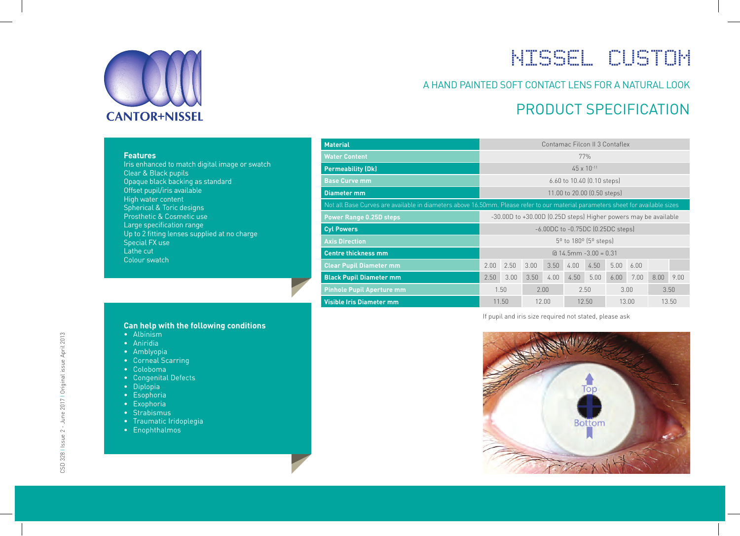CANTOR+NISSEL

# NISSEL CUSTOM

## A HAND PAINTED SOFT CONTACT LENS FOR A NATURAL LOOK

## PRODUCT SPECIFICATION

### Features

Iris enhanced to match digital image or swatch
Clear & Black pupils
Opaque black backing as standard
Offset pupil/iris available
High water content
Spherical & Toric designs
Prosthetic & Cosmetic use
Large specification range
Up to 2 fitting lenses supplied at no charge
Special FX use
Lathe cut
Colour swatch

### Can help with the following conditions

- Albinism
- Aniridia
- Amblyopia
- Corneal Scarring
- Coloboma
- Congenital Defects
- Diplopia
- Esophoria
- Exophoria
- Strabismus
- Traumatic Iridoplegia
- Enophthalmos

| Specification | Value |
|---|---|
| **Material** | Contamac Filcon II 3 Contaflex |
| **Water Content** | 77% |
| **Permeability (Dk)** | $45 \times 10^{-11}$ |
| **Base Curve mm** | 6.60 to 10.40 (0.10 steps) |
| **Diameter mm** | 11.00 to 20.00 (0.50 steps) |

Not all Base Curves are available in diameters above 16.50mm. Please refer to our material parameters sheet for available sizes

| Specification | Value |
|---|---|
| **Power Range 0.25D steps** | -30.00D to +30.00D (0.25D steps) Higher powers may be available |
| **Cyl Powers** | -6.00DC to -0.75DC (0.25DC steps) |
| **Axis Direction** | 5º to 180º (5º steps) |
| **Centre thickness mm** | @ 14.5mm -3.00 = 0.31 |

| | | | | | | | | | | |
|---|---|---|---|---|---|---|---|---|---|---|
| **Clear Pupil Diameter mm** | 2.00 | 2.50 | 3.00 | 3.50 | 4.00 | 4.50 | 5.00 | 6.00 | | |
| **Black Pupil Diameter mm** | 2.50 | 3.00 | 3.50 | 4.00 | 4.50 | 5.00 | 6.00 | 7.00 | 8.00 | 9.00 |
| **Pinhole Pupil Aperture mm** | 1.50 | | 2.00 | | 2.50 | | 3.00 | | 3.50 | |
| **Visible Iris Diameter mm** | 11.50 | | 12.00 | | 12.50 | | 13.00 | | 13.50 | |

If pupil and iris size required not stated, please ask

Top

Bottom

CSD 328 | Issue 2 - June 2017 | Original issue April 2013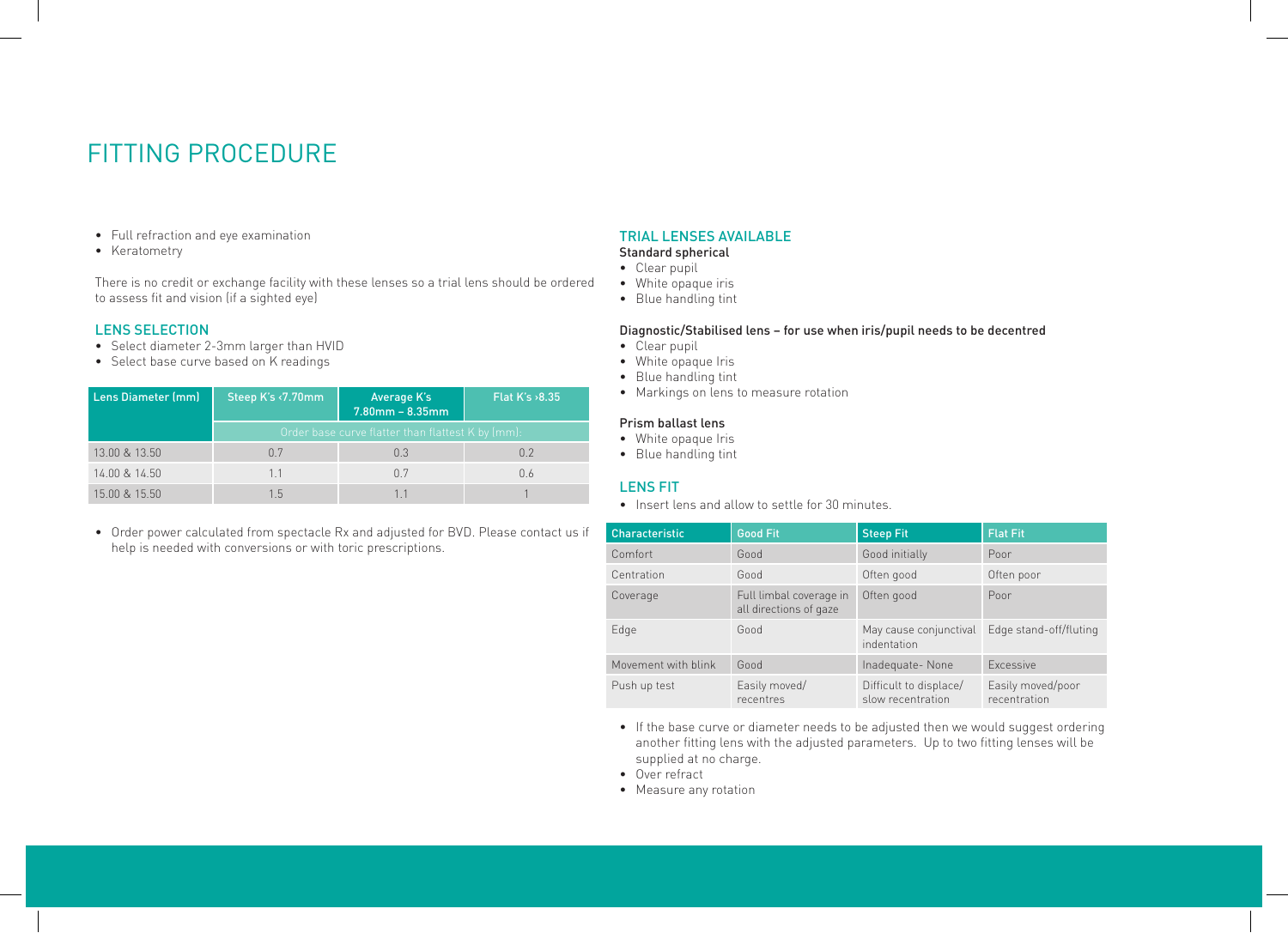# FITTING PROCEDURE

- Full refraction and eye examination
- Keratometry

There is no credit or exchange facility with these lenses so a trial lens should be ordered to assess fit and vision (if a sighted eye)

## LENS SELECTION

- Select diameter 2-3mm larger than HVID
- Select base curve based on K readings

| Lens Diameter (mm) | Steep K's ‹7.70mm | Average K's 7.80mm – 8.35mm | Flat K's ›8.35 |
|---|---|---|---|
| | Order base curve flatter than flattest K by (mm): | | |
| 13.00 & 13.50 | 0.7 | 0.3 | 0.2 |
| 14.00 & 14.50 | 1.1 | 0.7 | 0.6 |
| 15.00 & 15.50 | 1.5 | 1.1 | 1 |

- Order power calculated from spectacle Rx and adjusted for BVD. Please contact us if help is needed with conversions or with toric prescriptions.

## TRIAL LENSES AVAILABLE

**Standard spherical**

- Clear pupil
- White opaque iris
- Blue handling tint

**Diagnostic/Stabilised lens – for use when iris/pupil needs to be decentred**

- Clear pupil
- White opaque Iris
- Blue handling tint
- Markings on lens to measure rotation

**Prism ballast lens**

- White opaque Iris
- Blue handling tint

## LENS FIT

- Insert lens and allow to settle for 30 minutes.

| Characteristic | Good Fit | Steep Fit | Flat Fit |
|---|---|---|---|
| Comfort | Good | Good initially | Poor |
| Centration | Good | Often good | Often poor |
| Coverage | Full limbal coverage in all directions of gaze | Often good | Poor |
| Edge | Good | May cause conjunctival indentation | Edge stand-off/fluting |
| Movement with blink | Good | Inadequate- None | Excessive |
| Push up test | Easily moved/ recentres | Difficult to displace/ slow recentration | Easily moved/poor recentration |

- If the base curve or diameter needs to be adjusted then we would suggest ordering another fitting lens with the adjusted parameters. Up to two fitting lenses will be supplied at no charge.
- Over refract
- Measure any rotation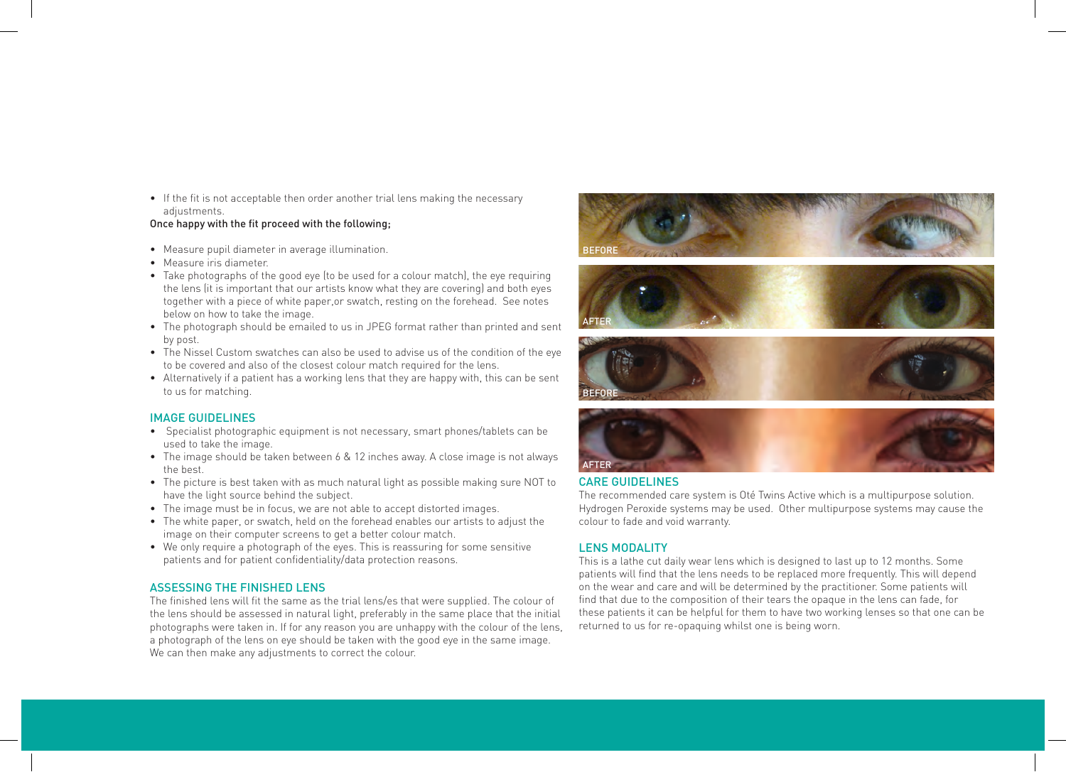- If the fit is not acceptable then order another trial lens making the necessary adjustments.

Once happy with the fit proceed with the following;

- Measure pupil diameter in average illumination.
- Measure iris diameter.
- Take photographs of the good eye (to be used for a colour match), the eye requiring the lens (it is important that our artists know what they are covering) and both eyes together with a piece of white paper,or swatch, resting on the forehead. See notes below on how to take the image.
- The photograph should be emailed to us in JPEG format rather than printed and sent by post.
- The Nissel Custom swatches can also be used to advise us of the condition of the eye to be covered and also of the closest colour match required for the lens.
- Alternatively if a patient has a working lens that they are happy with, this can be sent to us for matching.

## IMAGE GUIDELINES

- Specialist photographic equipment is not necessary, smart phones/tablets can be used to take the image.
- The image should be taken between 6 & 12 inches away. A close image is not always the best.
- The picture is best taken with as much natural light as possible making sure NOT to have the light source behind the subject.
- The image must be in focus, we are not able to accept distorted images.
- The white paper, or swatch, held on the forehead enables our artists to adjust the image on their computer screens to get a better colour match.
- We only require a photograph of the eyes. This is reassuring for some sensitive patients and for patient confidentiality/data protection reasons.

## ASSESSING THE FINISHED LENS

The finished lens will fit the same as the trial lens/es that were supplied. The colour of the lens should be assessed in natural light, preferably in the same place that the initial photographs were taken in. If for any reason you are unhappy with the colour of the lens, a photograph of the lens on eye should be taken with the good eye in the same image. We can then make any adjustments to correct the colour.

BEFORE

AFTER

BEFORE

AFTER

## CARE GUIDELINES

The recommended care system is Oté Twins Active which is a multipurpose solution. Hydrogen Peroxide systems may be used. Other multipurpose systems may cause the colour to fade and void warranty.

## LENS MODALITY

This is a lathe cut daily wear lens which is designed to last up to 12 months. Some patients will find that the lens needs to be replaced more frequently. This will depend on the wear and care and will be determined by the practitioner. Some patients will find that due to the composition of their tears the opaque in the lens can fade, for these patients it can be helpful for them to have two working lenses so that one can be returned to us for re-opaquing whilst one is being worn.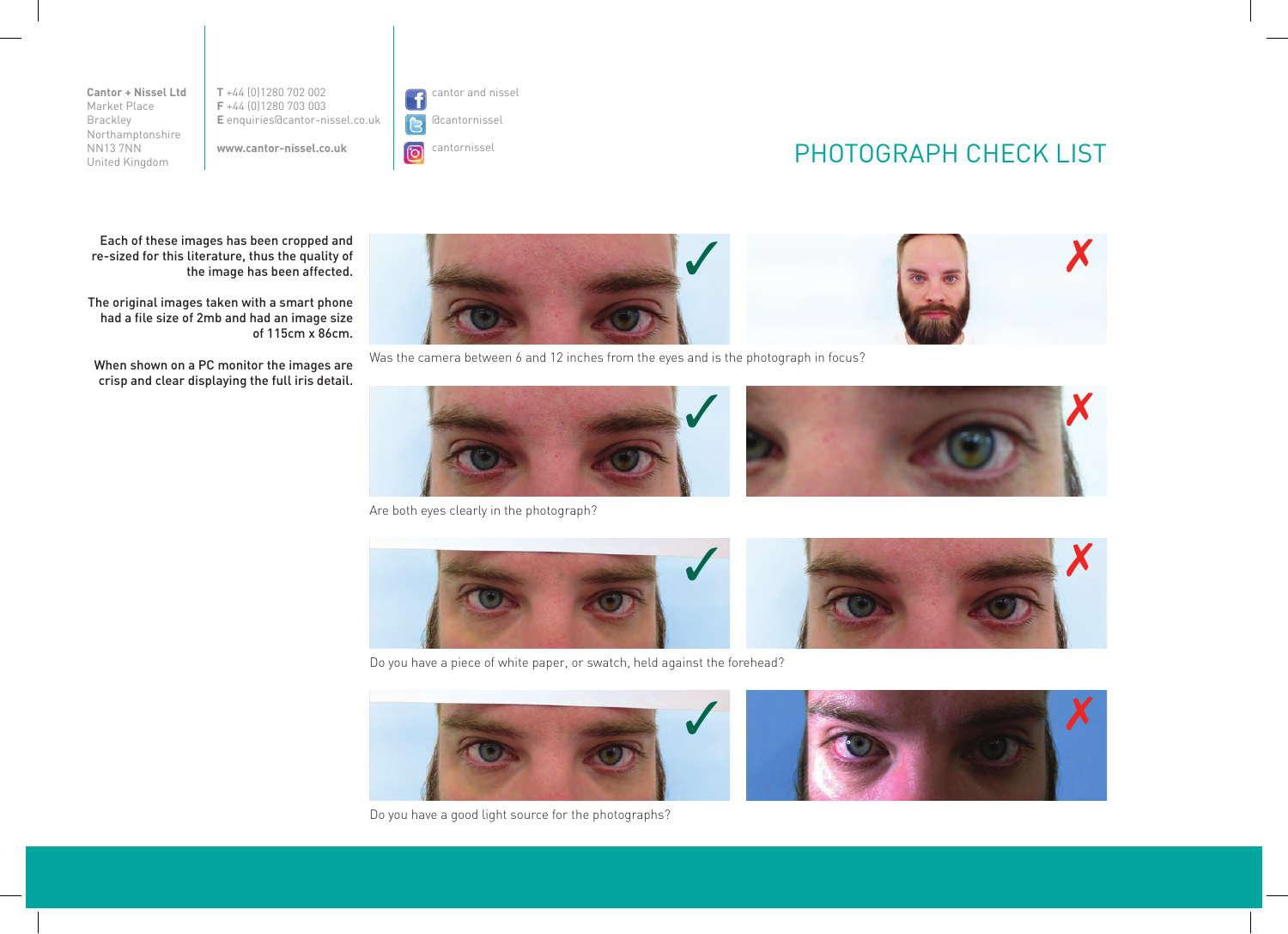**Cantor + Nissel Ltd**
Market Place
Brackley
Northamptonshire
NN13 7NN
United Kingdom

**T** +44 (0)1280 702 002
**F** +44 (0)1280 703 003
**E** enquiries@cantor-nissel.co.uk

**www.cantor-nissel.co.uk**

cantor and nissel

@cantornissel

cantornissel

# PHOTOGRAPH CHECK LIST

Each of these images has been cropped and re-sized for this literature, thus the quality of the image has been affected.

The original images taken with a smart phone had a file size of 2mb and had an image size of 115cm x 86cm.

When shown on a PC monitor the images are crisp and clear displaying the full iris detail.

✓ ✗

Was the camera between 6 and 12 inches from the eyes and is the photograph in focus?

✓ ✗

Are both eyes clearly in the photograph?

✓ ✗

Do you have a piece of white paper, or swatch, held against the forehead?

✓ ✗

Do you have a good light source for the photographs?